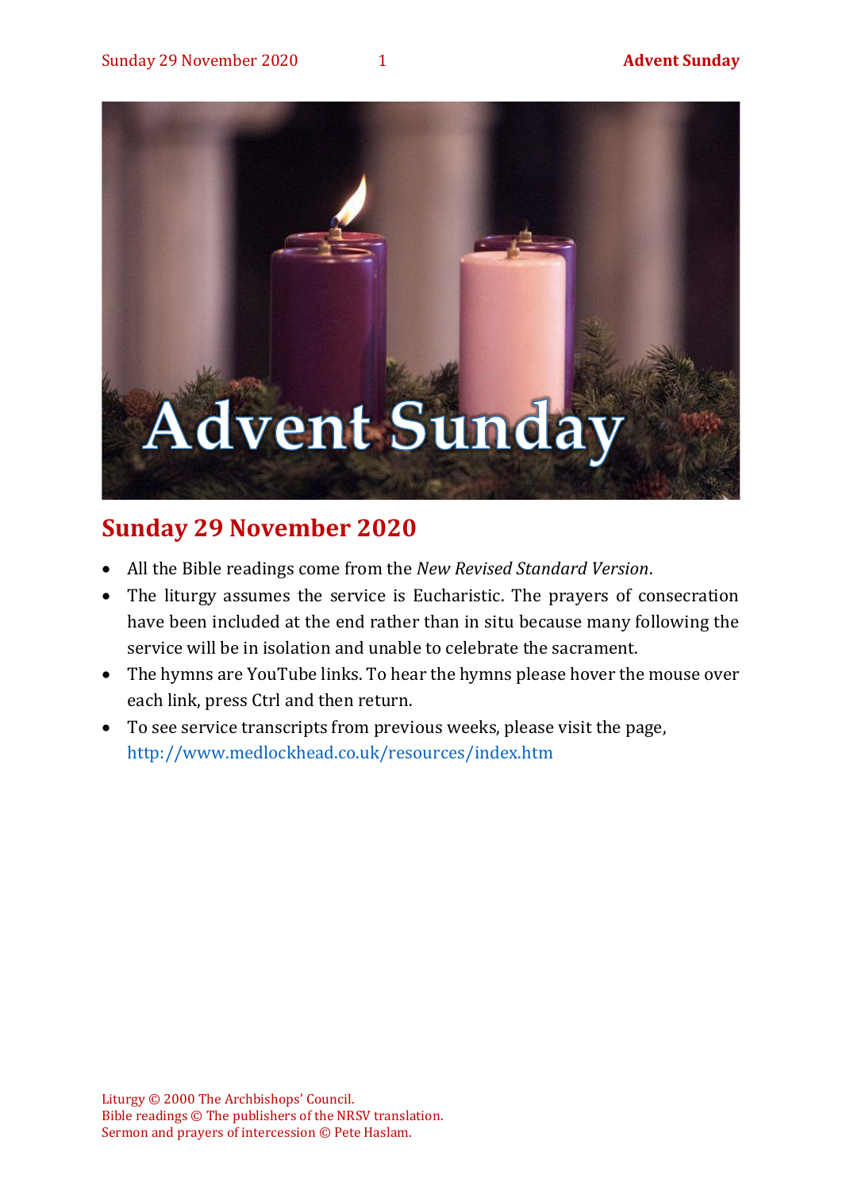## Sunday 29 November 2020

- All the Bible readings come from the *New Revised Standard Version*.
- The liturgy assumes the service is Eucharistic. The prayers of consecration have been included at the end rather than in situ because many following the service will be in isolation and unable to celebrate the sacrament.
- The hymns are YouTube links. To hear the hymns please hover the mouse over each link, press Ctrl and then return.
- To see service transcripts from previous weeks, please visit the page, http://www.medlockhead.co.uk/resources/index.htm

Liturgy © 2000 The Archbishops' Council.
Bible readings © The publishers of the NRSV translation.
Sermon and prayers of intercession © Pete Haslam.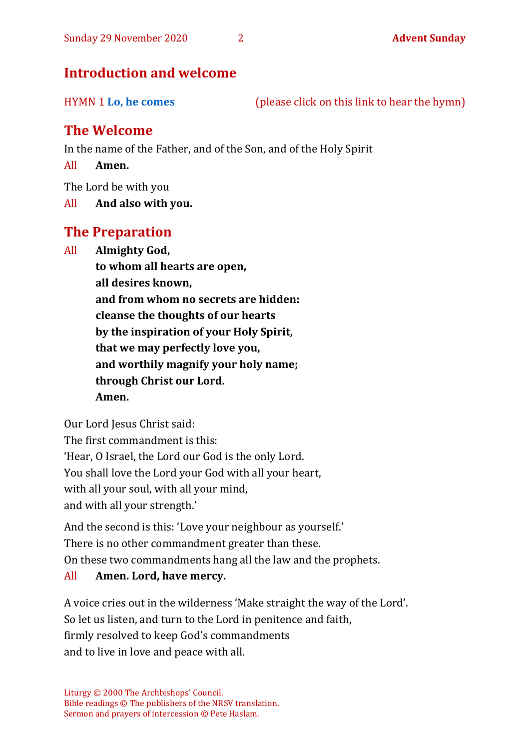## Introduction and welcome

HYMN 1 **Lo, he comes** (please click on this link to hear the hymn)

## The Welcome

In the name of the Father, and of the Son, and of the Holy Spirit

All **Amen.**

The Lord be with you

All **And also with you.**

## The Preparation

All **Almighty God,**
**to whom all hearts are open,**
**all desires known,**
**and from whom no secrets are hidden:**
**cleanse the thoughts of our hearts**
**by the inspiration of your Holy Spirit,**
**that we may perfectly love you,**
**and worthily magnify your holy name;**
**through Christ our Lord.**
**Amen.**

Our Lord Jesus Christ said:
The first commandment is this:
'Hear, O Israel, the Lord our God is the only Lord.
You shall love the Lord your God with all your heart,
with all your soul, with all your mind,
and with all your strength.'

And the second is this: 'Love your neighbour as yourself.'
There is no other commandment greater than these.
On these two commandments hang all the law and the prophets.

All **Amen. Lord, have mercy.**

A voice cries out in the wilderness 'Make straight the way of the Lord'.
So let us listen, and turn to the Lord in penitence and faith,
firmly resolved to keep God's commandments
and to live in love and peace with all.

Liturgy © 2000 The Archbishops' Council.
Bible readings © The publishers of the NRSV translation.
Sermon and prayers of intercession © Pete Haslam.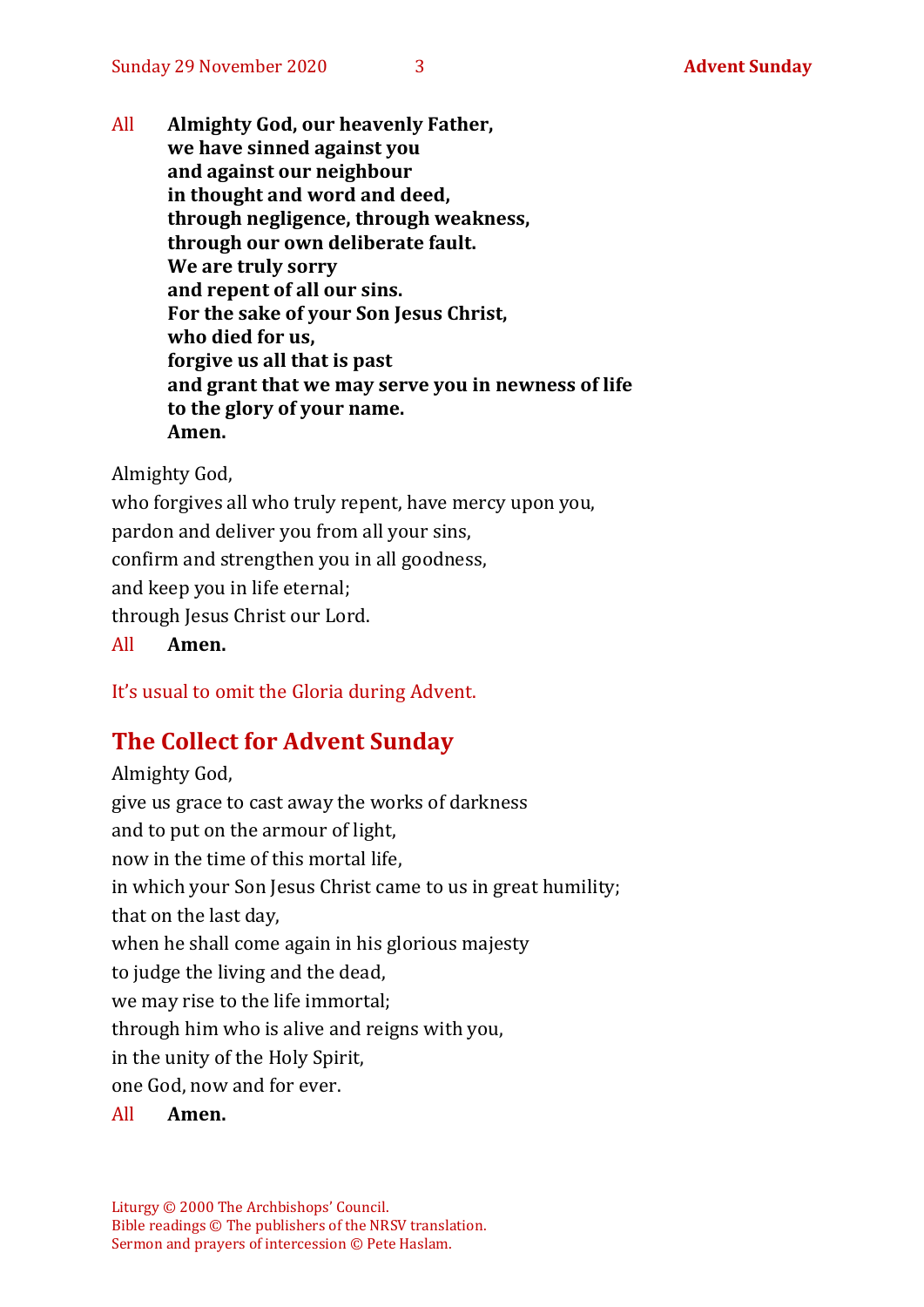All **Almighty God, our heavenly Father,**
**we have sinned against you**
**and against our neighbour**
**in thought and word and deed,**
**through negligence, through weakness,**
**through our own deliberate fault.**
**We are truly sorry**
**and repent of all our sins.**
**For the sake of your Son Jesus Christ,**
**who died for us,**
**forgive us all that is past**
**and grant that we may serve you in newness of life**
**to the glory of your name.**
**Amen.**

Almighty God,
who forgives all who truly repent, have mercy upon you,
pardon and deliver you from all your sins,
confirm and strengthen you in all goodness,
and keep you in life eternal;
through Jesus Christ our Lord.

All **Amen.**

It's usual to omit the Gloria during Advent.

## The Collect for Advent Sunday

Almighty God,
give us grace to cast away the works of darkness
and to put on the armour of light,
now in the time of this mortal life,
in which your Son Jesus Christ came to us in great humility;
that on the last day,
when he shall come again in his glorious majesty
to judge the living and the dead,
we may rise to the life immortal;
through him who is alive and reigns with you,
in the unity of the Holy Spirit,
one God, now and for ever.

All **Amen.**

Liturgy © 2000 The Archbishops' Council.
Bible readings © The publishers of the NRSV translation.
Sermon and prayers of intercession © Pete Haslam.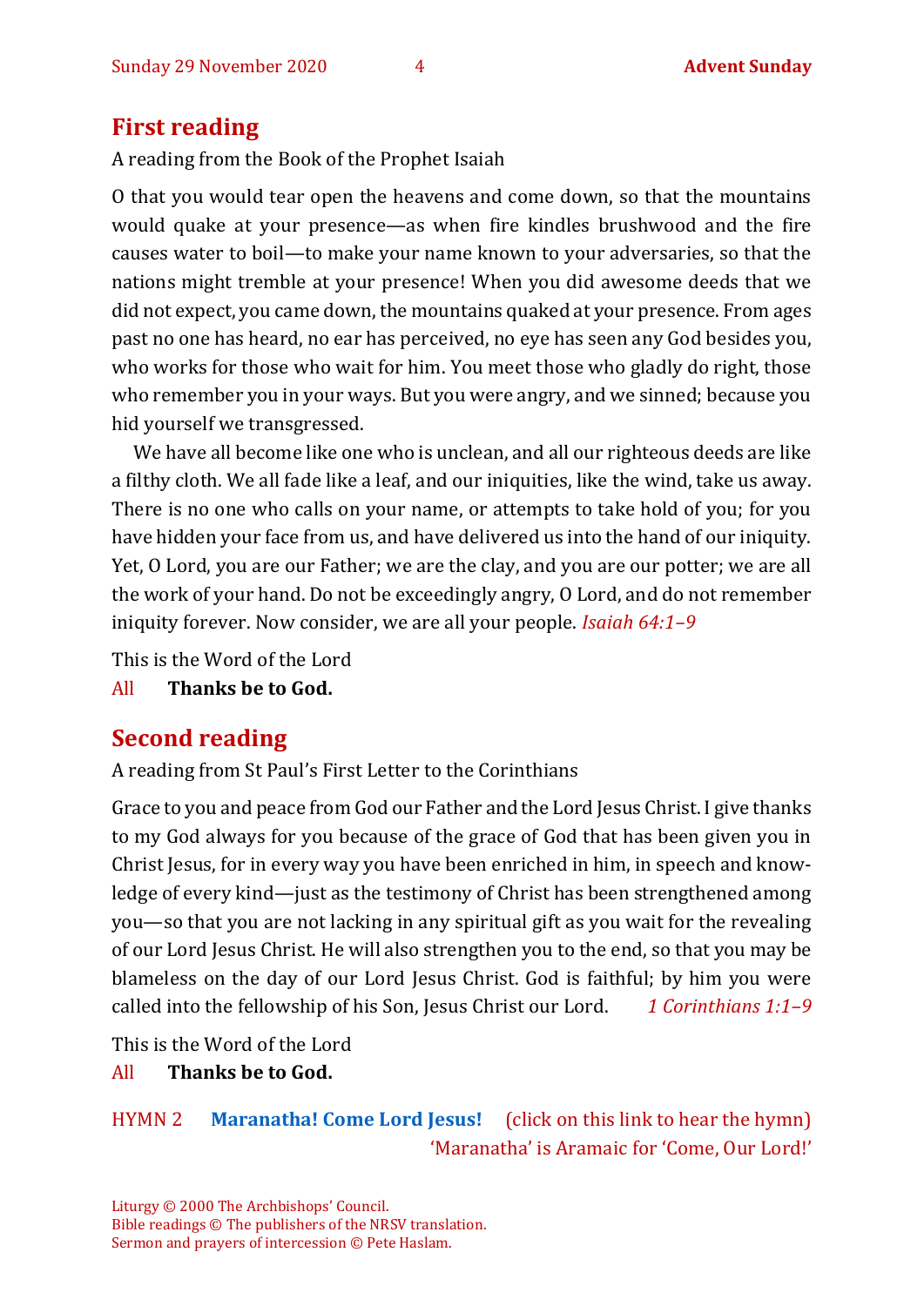## First reading

A reading from the Book of the Prophet Isaiah

O that you would tear open the heavens and come down, so that the mountains would quake at your presence—as when fire kindles brushwood and the fire causes water to boil—to make your name known to your adversaries, so that the nations might tremble at your presence! When you did awesome deeds that we did not expect, you came down, the mountains quaked at your presence. From ages past no one has heard, no ear has perceived, no eye has seen any God besides you, who works for those who wait for him. You meet those who gladly do right, those who remember you in your ways. But you were angry, and we sinned; because you hid yourself we transgressed.

We have all become like one who is unclean, and all our righteous deeds are like a filthy cloth. We all fade like a leaf, and our iniquities, like the wind, take us away. There is no one who calls on your name, or attempts to take hold of you; for you have hidden your face from us, and have delivered us into the hand of our iniquity. Yet, O Lord, you are our Father; we are the clay, and you are our potter; we are all the work of your hand. Do not be exceedingly angry, O Lord, and do not remember iniquity forever. Now consider, we are all your people. *Isaiah 64:1–9*

This is the Word of the Lord

All **Thanks be to God.**

## Second reading

A reading from St Paul's First Letter to the Corinthians

Grace to you and peace from God our Father and the Lord Jesus Christ. I give thanks to my God always for you because of the grace of God that has been given you in Christ Jesus, for in every way you have been enriched in him, in speech and knowledge of every kind—just as the testimony of Christ has been strengthened among you—so that you are not lacking in any spiritual gift as you wait for the revealing of our Lord Jesus Christ. He will also strengthen you to the end, so that you may be blameless on the day of our Lord Jesus Christ. God is faithful; by him you were called into the fellowship of his Son, Jesus Christ our Lord. *1 Corinthians 1:1–9*

This is the Word of the Lord

All **Thanks be to God.**

HYMN 2 **Maranatha! Come Lord Jesus!** (click on this link to hear the hymn)

'Maranatha' is Aramaic for 'Come, Our Lord!'

Liturgy © 2000 The Archbishops' Council.
Bible readings © The publishers of the NRSV translation.
Sermon and prayers of intercession © Pete Haslam.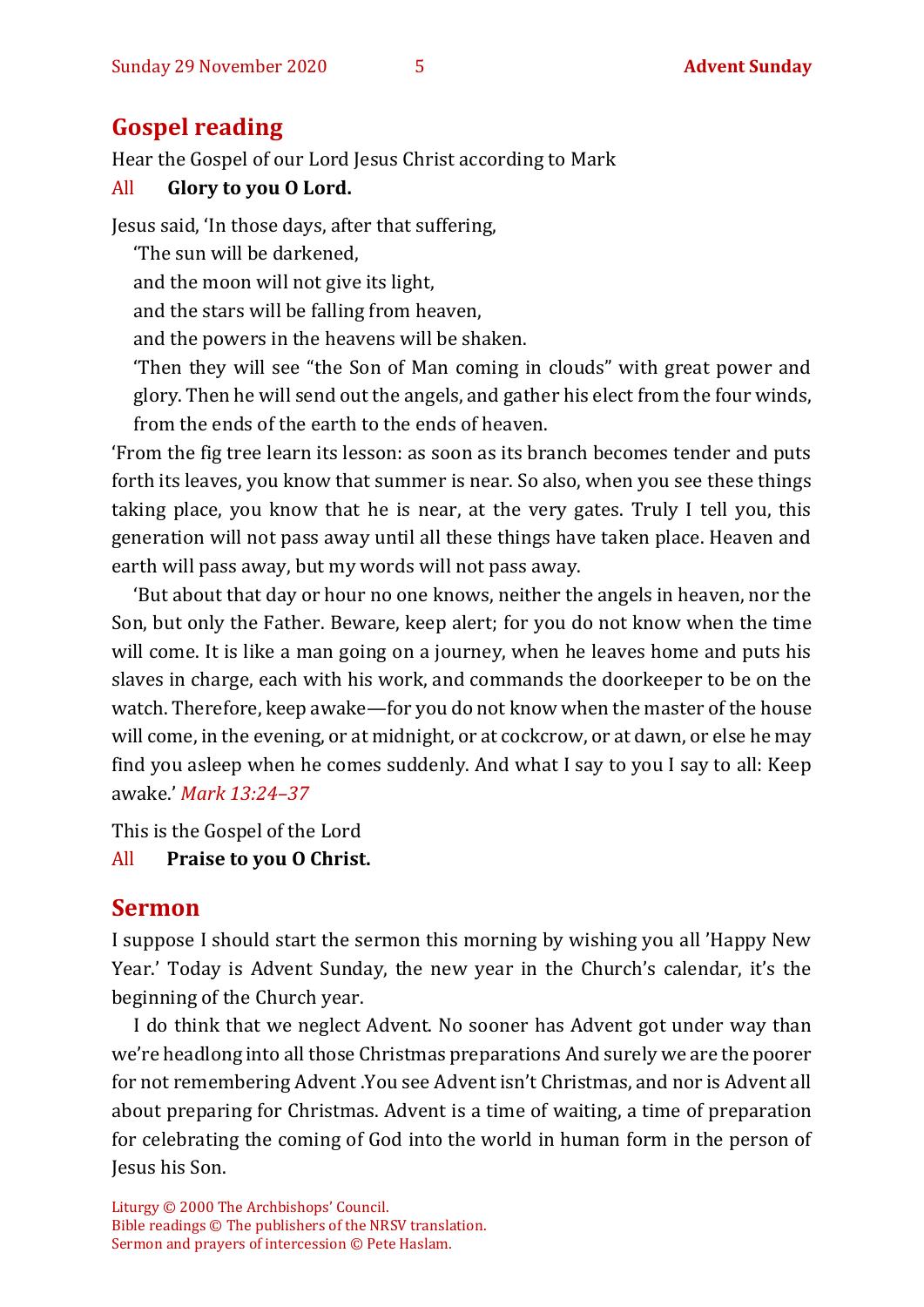## Gospel reading

Hear the Gospel of our Lord Jesus Christ according to Mark

All **Glory to you O Lord.**

Jesus said, 'In those days, after that suffering,

'The sun will be darkened,

and the moon will not give its light,

and the stars will be falling from heaven,

and the powers in the heavens will be shaken.

'Then they will see "the Son of Man coming in clouds" with great power and glory. Then he will send out the angels, and gather his elect from the four winds, from the ends of the earth to the ends of heaven.

'From the fig tree learn its lesson: as soon as its branch becomes tender and puts forth its leaves, you know that summer is near. So also, when you see these things taking place, you know that he is near, at the very gates. Truly I tell you, this generation will not pass away until all these things have taken place. Heaven and earth will pass away, but my words will not pass away.

'But about that day or hour no one knows, neither the angels in heaven, nor the Son, but only the Father. Beware, keep alert; for you do not know when the time will come. It is like a man going on a journey, when he leaves home and puts his slaves in charge, each with his work, and commands the doorkeeper to be on the watch. Therefore, keep awake—for you do not know when the master of the house will come, in the evening, or at midnight, or at cockcrow, or at dawn, or else he may find you asleep when he comes suddenly. And what I say to you I say to all: Keep awake.' *Mark 13:24–37*

This is the Gospel of the Lord

All **Praise to you O Christ.**

## Sermon

I suppose I should start the sermon this morning by wishing you all 'Happy New Year.' Today is Advent Sunday, the new year in the Church's calendar, it's the beginning of the Church year.

I do think that we neglect Advent. No sooner has Advent got under way than we're headlong into all those Christmas preparations And surely we are the poorer for not remembering Advent .You see Advent isn't Christmas, and nor is Advent all about preparing for Christmas. Advent is a time of waiting, a time of preparation for celebrating the coming of God into the world in human form in the person of Jesus his Son.

Liturgy © 2000 The Archbishops' Council.
Bible readings © The publishers of the NRSV translation.
Sermon and prayers of intercession © Pete Haslam.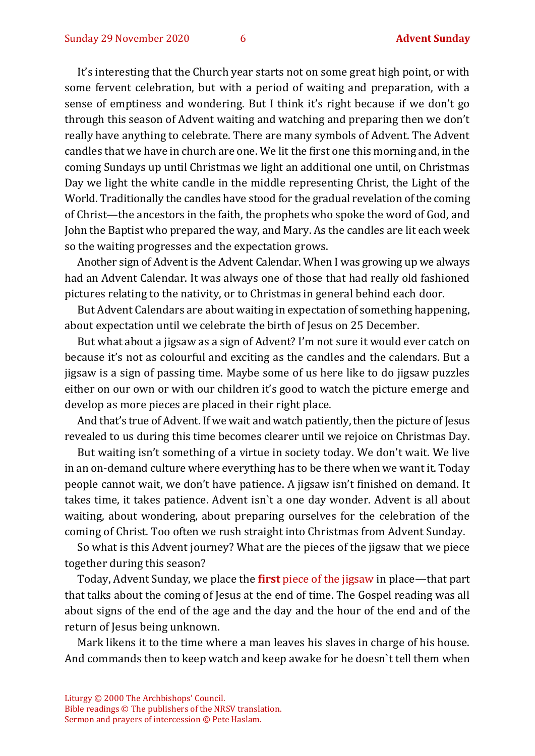It's interesting that the Church year starts not on some great high point, or with some fervent celebration, but with a period of waiting and preparation, with a sense of emptiness and wondering. But I think it's right because if we don't go through this season of Advent waiting and watching and preparing then we don't really have anything to celebrate. There are many symbols of Advent. The Advent candles that we have in church are one. We lit the first one this morning and, in the coming Sundays up until Christmas we light an additional one until, on Christmas Day we light the white candle in the middle representing Christ, the Light of the World. Traditionally the candles have stood for the gradual revelation of the coming of Christ—the ancestors in the faith, the prophets who spoke the word of God, and John the Baptist who prepared the way, and Mary. As the candles are lit each week so the waiting progresses and the expectation grows.

Another sign of Advent is the Advent Calendar. When I was growing up we always had an Advent Calendar. It was always one of those that had really old fashioned pictures relating to the nativity, or to Christmas in general behind each door.

But Advent Calendars are about waiting in expectation of something happening, about expectation until we celebrate the birth of Jesus on 25 December.

But what about a jigsaw as a sign of Advent? I'm not sure it would ever catch on because it's not as colourful and exciting as the candles and the calendars. But a jigsaw is a sign of passing time. Maybe some of us here like to do jigsaw puzzles either on our own or with our children it's good to watch the picture emerge and develop as more pieces are placed in their right place.

And that's true of Advent. If we wait and watch patiently, then the picture of Jesus revealed to us during this time becomes clearer until we rejoice on Christmas Day.

But waiting isn't something of a virtue in society today. We don't wait. We live in an on-demand culture where everything has to be there when we want it. Today people cannot wait, we don't have patience. A jigsaw isn't finished on demand. It takes time, it takes patience. Advent isn`t a one day wonder. Advent is all about waiting, about wondering, about preparing ourselves for the celebration of the coming of Christ. Too often we rush straight into Christmas from Advent Sunday.

So what is this Advent journey? What are the pieces of the jigsaw that we piece together during this season?

Today, Advent Sunday, we place the **first** piece of the jigsaw in place—that part that talks about the coming of Jesus at the end of time. The Gospel reading was all about signs of the end of the age and the day and the hour of the end and of the return of Jesus being unknown.

Mark likens it to the time where a man leaves his slaves in charge of his house. And commands then to keep watch and keep awake for he doesn`t tell them when

Liturgy © 2000 The Archbishops' Council.
Bible readings © The publishers of the NRSV translation.
Sermon and prayers of intercession © Pete Haslam.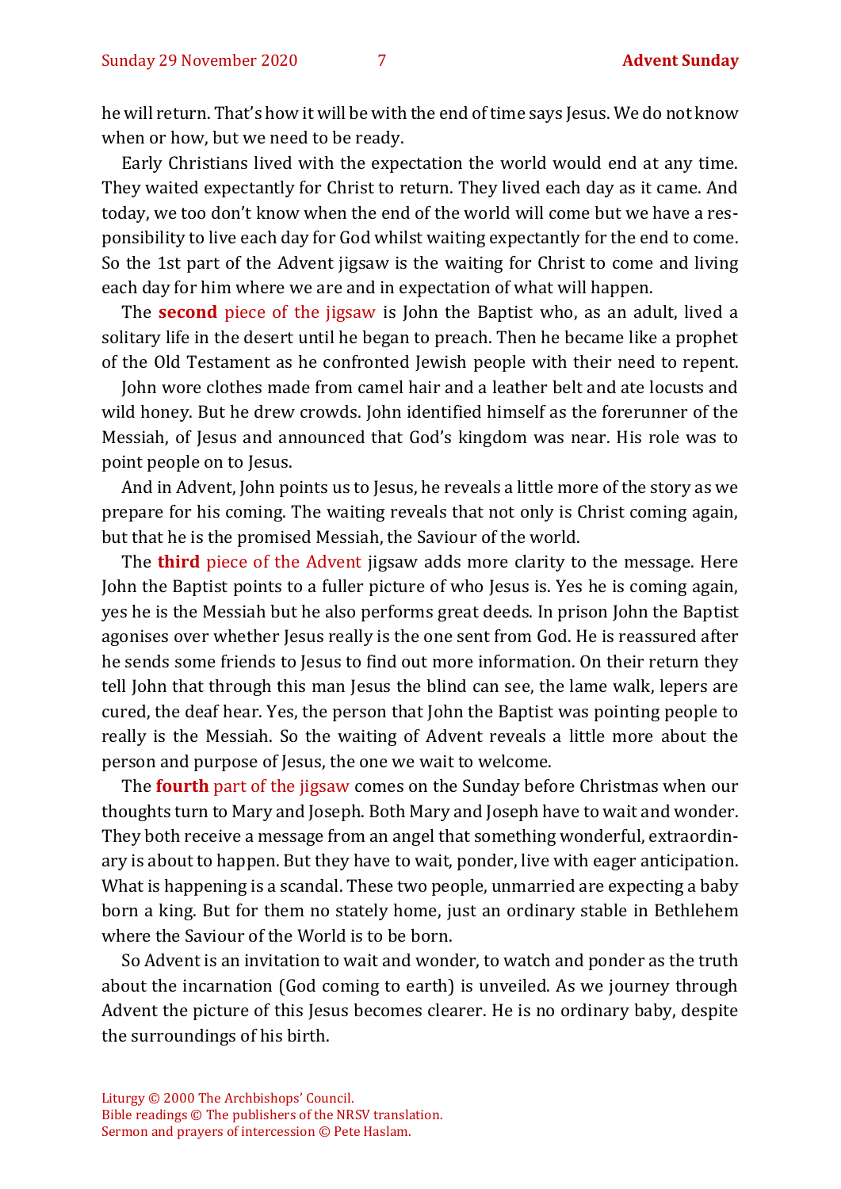he will return. That's how it will be with the end of time says Jesus. We do not know when or how, but we need to be ready.

Early Christians lived with the expectation the world would end at any time. They waited expectantly for Christ to return. They lived each day as it came. And today, we too don't know when the end of the world will come but we have a responsibility to live each day for God whilst waiting expectantly for the end to come. So the 1st part of the Advent jigsaw is the waiting for Christ to come and living each day for him where we are and in expectation of what will happen.

The **second** piece of the jigsaw is John the Baptist who, as an adult, lived a solitary life in the desert until he began to preach. Then he became like a prophet of the Old Testament as he confronted Jewish people with their need to repent.

John wore clothes made from camel hair and a leather belt and ate locusts and wild honey. But he drew crowds. John identified himself as the forerunner of the Messiah, of Jesus and announced that God's kingdom was near. His role was to point people on to Jesus.

And in Advent, John points us to Jesus, he reveals a little more of the story as we prepare for his coming. The waiting reveals that not only is Christ coming again, but that he is the promised Messiah, the Saviour of the world.

The **third** piece of the Advent jigsaw adds more clarity to the message. Here John the Baptist points to a fuller picture of who Jesus is. Yes he is coming again, yes he is the Messiah but he also performs great deeds. In prison John the Baptist agonises over whether Jesus really is the one sent from God. He is reassured after he sends some friends to Jesus to find out more information. On their return they tell John that through this man Jesus the blind can see, the lame walk, lepers are cured, the deaf hear. Yes, the person that John the Baptist was pointing people to really is the Messiah. So the waiting of Advent reveals a little more about the person and purpose of Jesus, the one we wait to welcome.

The **fourth** part of the jigsaw comes on the Sunday before Christmas when our thoughts turn to Mary and Joseph. Both Mary and Joseph have to wait and wonder. They both receive a message from an angel that something wonderful, extraordinary is about to happen. But they have to wait, ponder, live with eager anticipation. What is happening is a scandal. These two people, unmarried are expecting a baby born a king. But for them no stately home, just an ordinary stable in Bethlehem where the Saviour of the World is to be born.

So Advent is an invitation to wait and wonder, to watch and ponder as the truth about the incarnation (God coming to earth) is unveiled. As we journey through Advent the picture of this Jesus becomes clearer. He is no ordinary baby, despite the surroundings of his birth.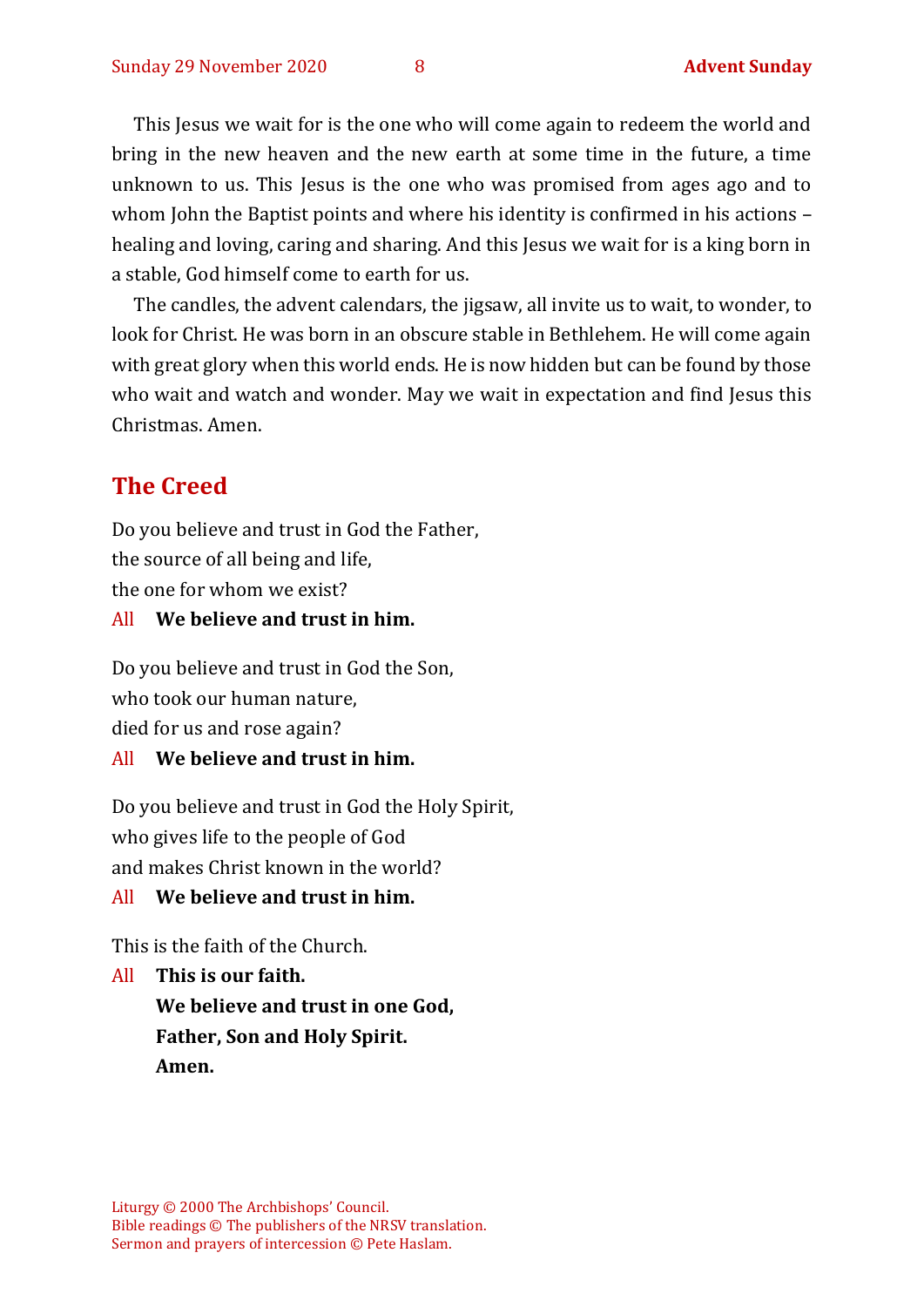This Jesus we wait for is the one who will come again to redeem the world and bring in the new heaven and the new earth at some time in the future, a time unknown to us. This Jesus is the one who was promised from ages ago and to whom John the Baptist points and where his identity is confirmed in his actions – healing and loving, caring and sharing. And this Jesus we wait for is a king born in a stable, God himself come to earth for us.

The candles, the advent calendars, the jigsaw, all invite us to wait, to wonder, to look for Christ. He was born in an obscure stable in Bethlehem. He will come again with great glory when this world ends. He is now hidden but can be found by those who wait and watch and wonder. May we wait in expectation and find Jesus this Christmas. Amen.

## The Creed

Do you believe and trust in God the Father,
the source of all being and life,
the one for whom we exist?

All **We believe and trust in him.**

Do you believe and trust in God the Son,
who took our human nature,
died for us and rose again?

All **We believe and trust in him.**

Do you believe and trust in God the Holy Spirit,
who gives life to the people of God
and makes Christ known in the world?

All **We believe and trust in him.**

This is the faith of the Church.

All **This is our faith.**
**We believe and trust in one God,**
**Father, Son and Holy Spirit.**
**Amen.**

Liturgy © 2000 The Archbishops' Council.
Bible readings © The publishers of the NRSV translation.
Sermon and prayers of intercession © Pete Haslam.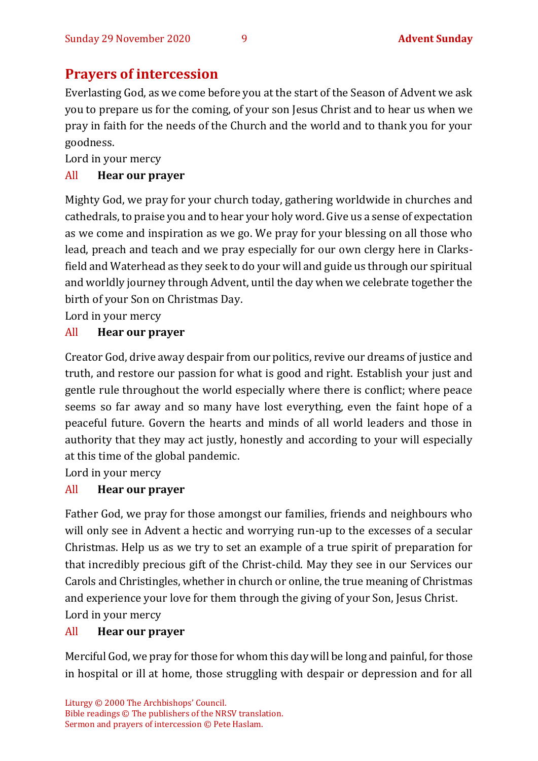## Prayers of intercession

Everlasting God, as we come before you at the start of the Season of Advent we ask you to prepare us for the coming, of your son Jesus Christ and to hear us when we pray in faith for the needs of the Church and the world and to thank you for your goodness.

Lord in your mercy

All **Hear our prayer**

Mighty God, we pray for your church today, gathering worldwide in churches and cathedrals, to praise you and to hear your holy word. Give us a sense of expectation as we come and inspiration as we go. We pray for your blessing on all those who lead, preach and teach and we pray especially for our own clergy here in Clarksfield and Waterhead as they seek to do your will and guide us through our spiritual and worldly journey through Advent, until the day when we celebrate together the birth of your Son on Christmas Day.

Lord in your mercy

All **Hear our prayer**

Creator God, drive away despair from our politics, revive our dreams of justice and truth, and restore our passion for what is good and right. Establish your just and gentle rule throughout the world especially where there is conflict; where peace seems so far away and so many have lost everything, even the faint hope of a peaceful future. Govern the hearts and minds of all world leaders and those in authority that they may act justly, honestly and according to your will especially at this time of the global pandemic.

Lord in your mercy

All **Hear our prayer**

Father God, we pray for those amongst our families, friends and neighbours who will only see in Advent a hectic and worrying run-up to the excesses of a secular Christmas. Help us as we try to set an example of a true spirit of preparation for that incredibly precious gift of the Christ-child. May they see in our Services our Carols and Christingles, whether in church or online, the true meaning of Christmas and experience your love for them through the giving of your Son, Jesus Christ.

Lord in your mercy

All **Hear our prayer**

Merciful God, we pray for those for whom this day will be long and painful, for those in hospital or ill at home, those struggling with despair or depression and for all

Liturgy © 2000 The Archbishops' Council.
Bible readings © The publishers of the NRSV translation.
Sermon and prayers of intercession © Pete Haslam.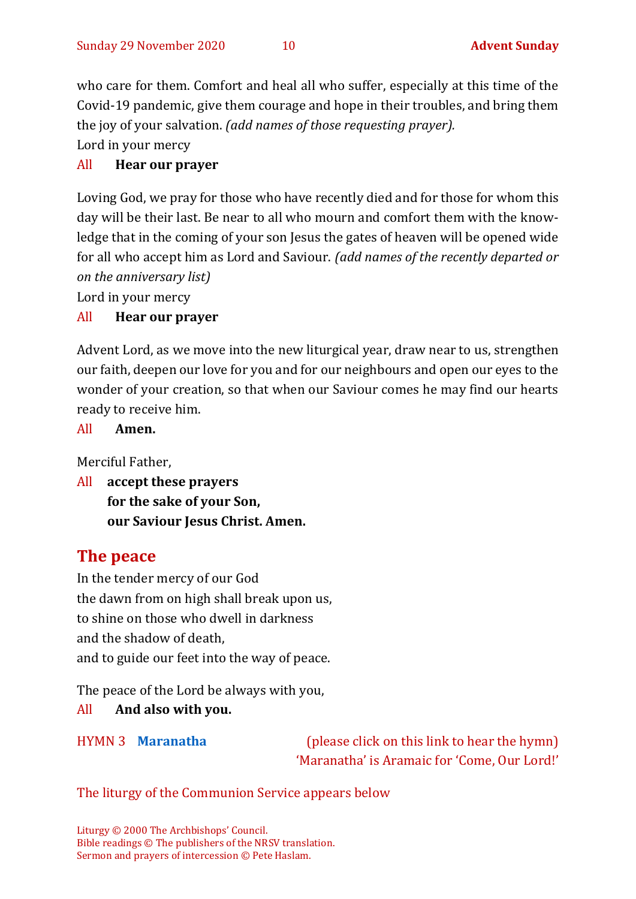who care for them. Comfort and heal all who suffer, especially at this time of the Covid-19 pandemic, give them courage and hope in their troubles, and bring them the joy of your salvation. *(add names of those requesting prayer).*
Lord in your mercy
All **Hear our prayer**

Loving God, we pray for those who have recently died and for those for whom this day will be their last. Be near to all who mourn and comfort them with the knowledge that in the coming of your son Jesus the gates of heaven will be opened wide for all who accept him as Lord and Saviour. *(add names of the recently departed or on the anniversary list)*
Lord in your mercy
All **Hear our prayer**

Advent Lord, as we move into the new liturgical year, draw near to us, strengthen our faith, deepen our love for you and for our neighbours and open our eyes to the wonder of your creation, so that when our Saviour comes he may find our hearts ready to receive him.
All **Amen.**

Merciful Father,
All **accept these prayers**
**for the sake of your Son,**
**our Saviour Jesus Christ. Amen.**

## The peace

In the tender mercy of our God
the dawn from on high shall break upon us,
to shine on those who dwell in darkness
and the shadow of death,
and to guide our feet into the way of peace.

The peace of the Lord be always with you,
All **And also with you.**

HYMN 3 **Maranatha** (please click on this link to hear the hymn)
'Maranatha' is Aramaic for 'Come, Our Lord!'

The liturgy of the Communion Service appears below

Liturgy © 2000 The Archbishops' Council.
Bible readings © The publishers of the NRSV translation.
Sermon and prayers of intercession © Pete Haslam.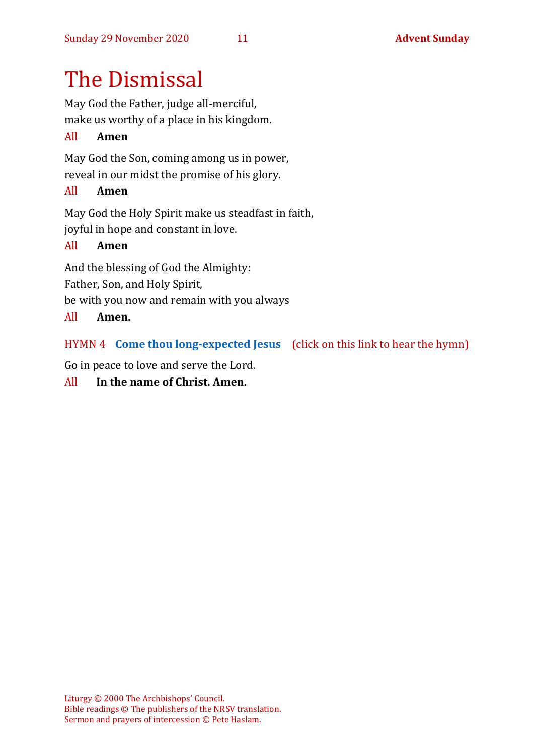# The Dismissal

May God the Father, judge all-merciful,
make us worthy of a place in his kingdom.

All **Amen**

May God the Son, coming among us in power,
reveal in our midst the promise of his glory.

All **Amen**

May God the Holy Spirit make us steadfast in faith,
joyful in hope and constant in love.

All **Amen**

And the blessing of God the Almighty:
Father, Son, and Holy Spirit,
be with you now and remain with you always

All **Amen.**

HYMN 4 **Come thou long-expected Jesus** (click on this link to hear the hymn)

Go in peace to love and serve the Lord.

All **In the name of Christ. Amen.**

Liturgy © 2000 The Archbishops' Council.
Bible readings © The publishers of the NRSV translation.
Sermon and prayers of intercession © Pete Haslam.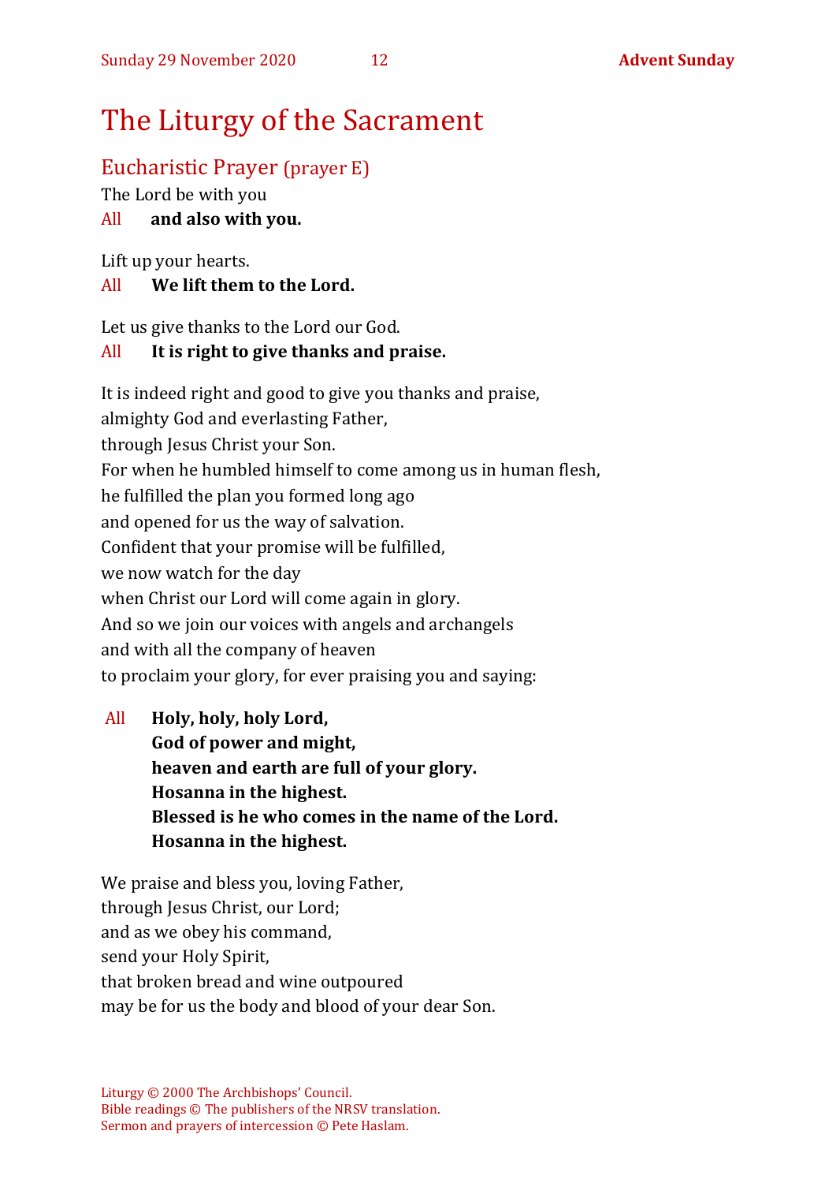# The Liturgy of the Sacrament

## Eucharistic Prayer (prayer E)

The Lord be with you

All **and also with you.**

Lift up your hearts.

All **We lift them to the Lord.**

Let us give thanks to the Lord our God.

All **It is right to give thanks and praise.**

It is indeed right and good to give you thanks and praise,
almighty God and everlasting Father,
through Jesus Christ your Son.
For when he humbled himself to come among us in human flesh,
he fulfilled the plan you formed long ago
and opened for us the way of salvation.
Confident that your promise will be fulfilled,
we now watch for the day
when Christ our Lord will come again in glory.
And so we join our voices with angels and archangels
and with all the company of heaven
to proclaim your glory, for ever praising you and saying:

All **Holy, holy, holy Lord,**
**God of power and might,**
**heaven and earth are full of your glory.**
**Hosanna in the highest.**
**Blessed is he who comes in the name of the Lord.**
**Hosanna in the highest.**

We praise and bless you, loving Father,
through Jesus Christ, our Lord;
and as we obey his command,
send your Holy Spirit,
that broken bread and wine outpoured
may be for us the body and blood of your dear Son.

Liturgy © 2000 The Archbishops' Council.
Bible readings © The publishers of the NRSV translation.
Sermon and prayers of intercession © Pete Haslam.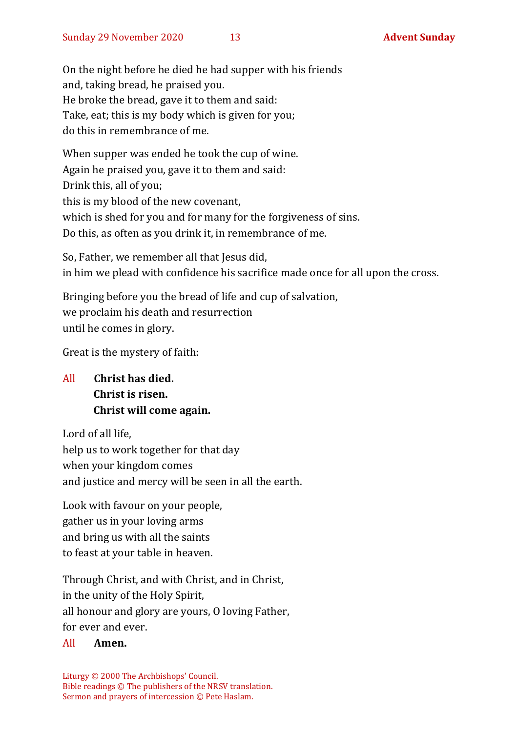On the night before he died he had supper with his friends
and, taking bread, he praised you.
He broke the bread, gave it to them and said:
Take, eat; this is my body which is given for you;
do this in remembrance of me.

When supper was ended he took the cup of wine.
Again he praised you, gave it to them and said:
Drink this, all of you;
this is my blood of the new covenant,
which is shed for you and for many for the forgiveness of sins.
Do this, as often as you drink it, in remembrance of me.

So, Father, we remember all that Jesus did,
in him we plead with confidence his sacrifice made once for all upon the cross.

Bringing before you the bread of life and cup of salvation,
we proclaim his death and resurrection
until he comes in glory.

Great is the mystery of faith:

All **Christ has died.**
**Christ is risen.**
**Christ will come again.**

Lord of all life,
help us to work together for that day
when your kingdom comes
and justice and mercy will be seen in all the earth.

Look with favour on your people,
gather us in your loving arms
and bring us with all the saints
to feast at your table in heaven.

Through Christ, and with Christ, and in Christ,
in the unity of the Holy Spirit,
all honour and glory are yours, O loving Father,
for ever and ever.

All **Amen.**

Liturgy © 2000 The Archbishops' Council.
Bible readings © The publishers of the NRSV translation.
Sermon and prayers of intercession © Pete Haslam.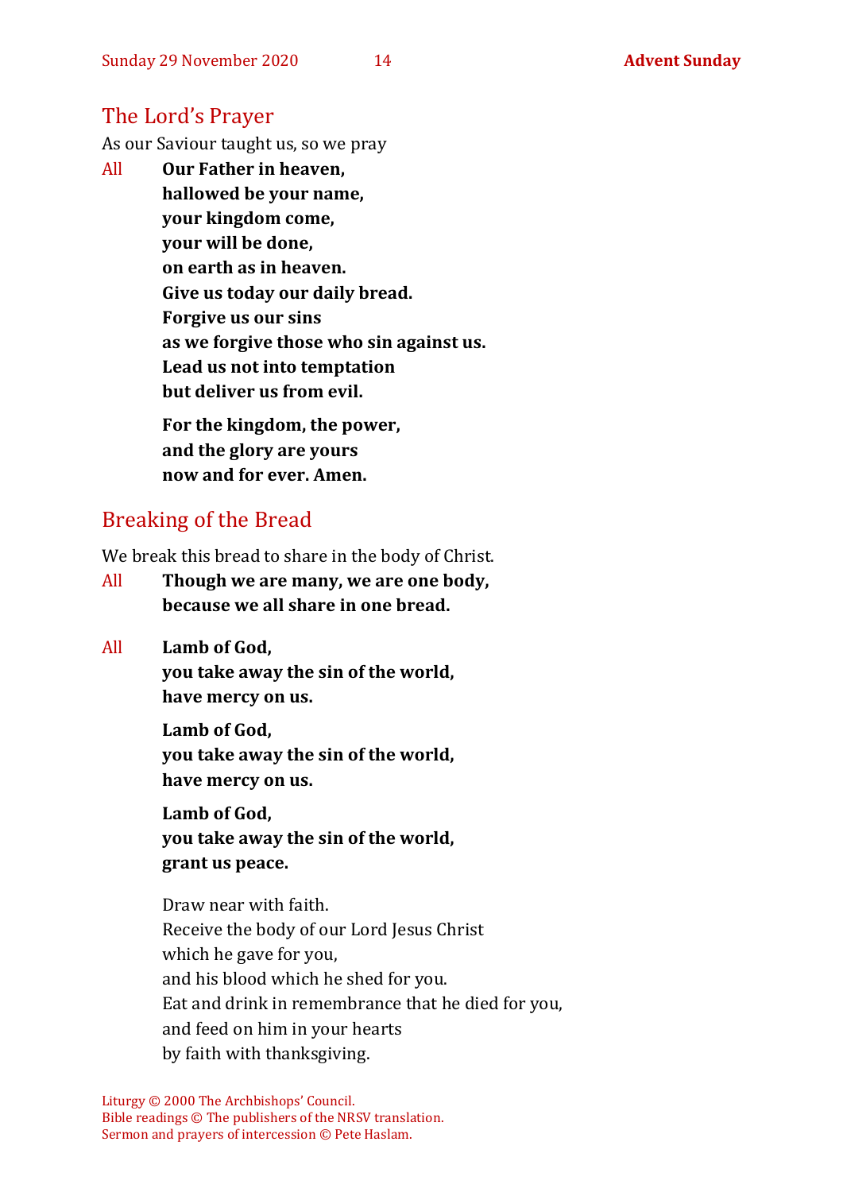## The Lord's Prayer

As our Saviour taught us, so we pray

All **Our Father in heaven,**
**hallowed be your name,**
**your kingdom come,**
**your will be done,**
**on earth as in heaven.**
**Give us today our daily bread.**
**Forgive us our sins**
**as we forgive those who sin against us.**
**Lead us not into temptation**
**but deliver us from evil.**

**For the kingdom, the power,**
**and the glory are yours**
**now and for ever. Amen.**

## Breaking of the Bread

We break this bread to share in the body of Christ.

All **Though we are many, we are one body,**
**because we all share in one bread.**

All **Lamb of God,**
**you take away the sin of the world,**
**have mercy on us.**

**Lamb of God,**
**you take away the sin of the world,**
**have mercy on us.**

**Lamb of God,**
**you take away the sin of the world,**
**grant us peace.**

Draw near with faith.
Receive the body of our Lord Jesus Christ
which he gave for you,
and his blood which he shed for you.
Eat and drink in remembrance that he died for you,
and feed on him in your hearts
by faith with thanksgiving.

Liturgy © 2000 The Archbishops' Council.
Bible readings © The publishers of the NRSV translation.
Sermon and prayers of intercession © Pete Haslam.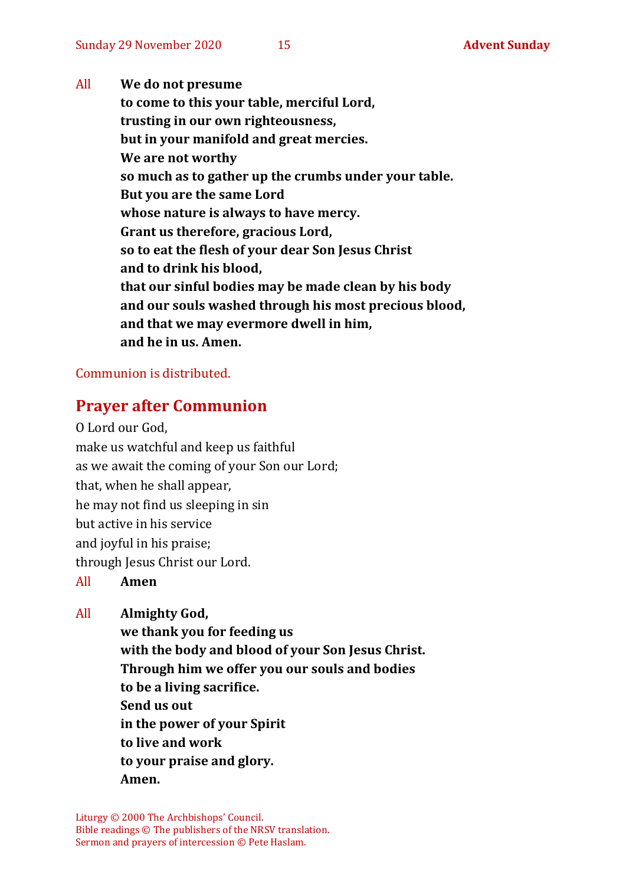All **We do not presume**
**to come to this your table, merciful Lord,**
**trusting in our own righteousness,**
**but in your manifold and great mercies.**
**We are not worthy**
**so much as to gather up the crumbs under your table.**
**But you are the same Lord**
**whose nature is always to have mercy.**
**Grant us therefore, gracious Lord,**
**so to eat the flesh of your dear Son Jesus Christ**
**and to drink his blood,**
**that our sinful bodies may be made clean by his body**
**and our souls washed through his most precious blood,**
**and that we may evermore dwell in him,**
**and he in us. Amen.**

Communion is distributed.

## Prayer after Communion

O Lord our God,
make us watchful and keep us faithful
as we await the coming of your Son our Lord;
that, when he shall appear,
he may not find us sleeping in sin
but active in his service
and joyful in his praise;
through Jesus Christ our Lord.

All **Amen**

All **Almighty God,**
**we thank you for feeding us**
**with the body and blood of your Son Jesus Christ.**
**Through him we offer you our souls and bodies**
**to be a living sacrifice.**
**Send us out**
**in the power of your Spirit**
**to live and work**
**to your praise and glory.**
**Amen.**

Liturgy © 2000 The Archbishops' Council.
Bible readings © The publishers of the NRSV translation.
Sermon and prayers of intercession © Pete Haslam.